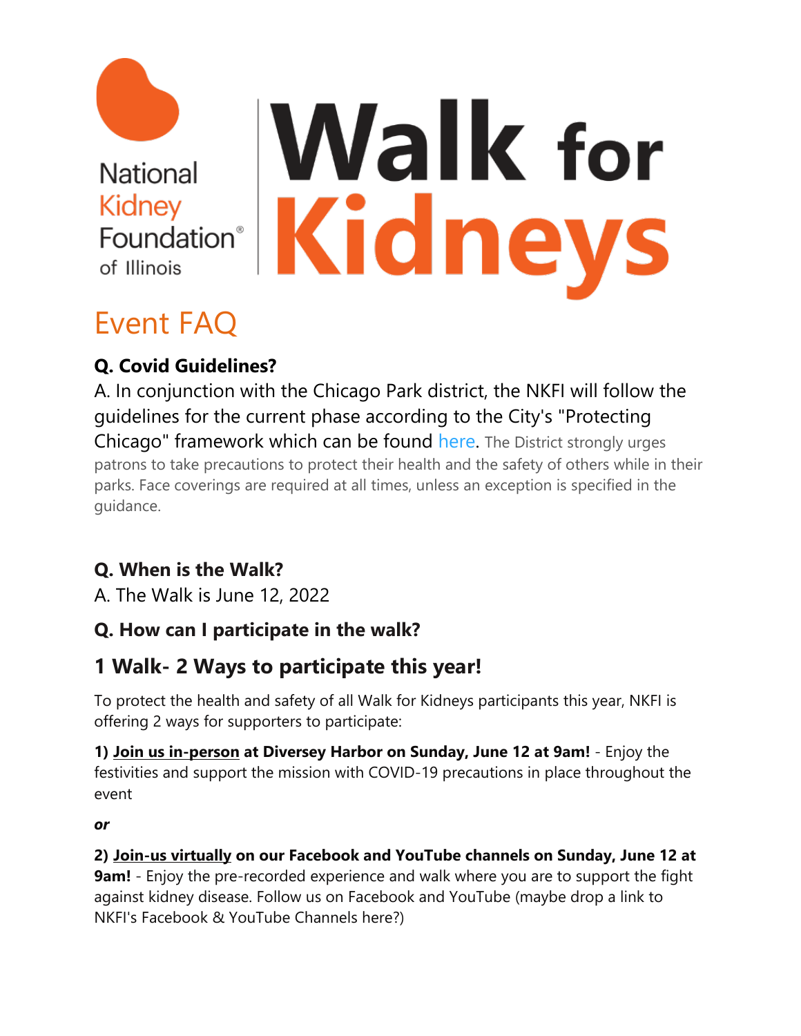National Kidney Foundation® of Illinois

# Walk for Kidneys

## Event FAQ

### Q. Covid Guidelines?

A. In conjunction with the Chicago Park district, the NKFI will follow the guidelines for the current phase according to the City's "Protecting Chicago" framework which can be found here. The District strongly urges patrons to take precautions to protect their health and the safety of others while in their parks. Face coverings are required at all times, unless an exception is specified in the guidance.

### Q. When is the Walk?

A. The Walk is June 12, 2022

### Q. How can I participate in the walk?

### 1 Walk- 2 Ways to participate this year!

To protect the health and safety of all Walk for Kidneys participants this year, NKFI is offering 2 ways for supporters to participate:

**1) Join us in-person at Diversey Harbor on Sunday, June 12 at 9am!** - Enjoy the festivities and support the mission with COVID-19 precautions in place throughout the event

***or***

**2) Join-us virtually on our Facebook and YouTube channels on Sunday, June 12 at 9am!** - Enjoy the pre-recorded experience and walk where you are to support the fight against kidney disease. Follow us on Facebook and YouTube (maybe drop a link to NKFI's Facebook & YouTube Channels here?)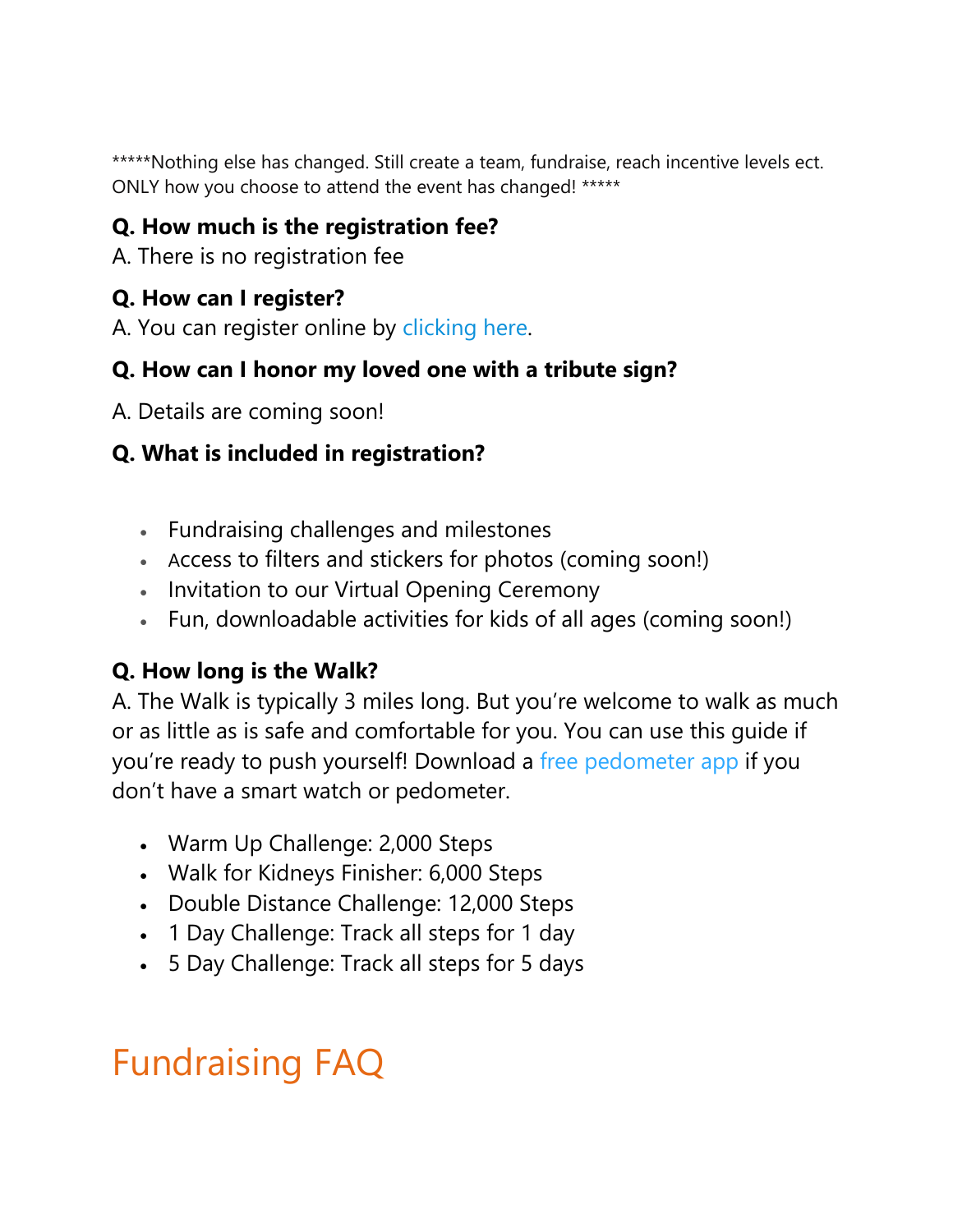*****Nothing else has changed. Still create a team, fundraise, reach incentive levels ect. ONLY how you choose to attend the event has changed! *****

**Q. How much is the registration fee?**

A. There is no registration fee

**Q. How can I register?**

A. You can register online by clicking here.

**Q. How can I honor my loved one with a tribute sign?**

A. Details are coming soon!

**Q. What is included in registration?**

- Fundraising challenges and milestones
- Access to filters and stickers for photos (coming soon!)
- Invitation to our Virtual Opening Ceremony
- Fun, downloadable activities for kids of all ages (coming soon!)

**Q. How long is the Walk?**

A. The Walk is typically 3 miles long. But you're welcome to walk as much or as little as is safe and comfortable for you. You can use this guide if you're ready to push yourself! Download a free pedometer app if you don't have a smart watch or pedometer.

- Warm Up Challenge: 2,000 Steps
- Walk for Kidneys Finisher: 6,000 Steps
- Double Distance Challenge: 12,000 Steps
- 1 Day Challenge: Track all steps for 1 day
- 5 Day Challenge: Track all steps for 5 days

# Fundraising FAQ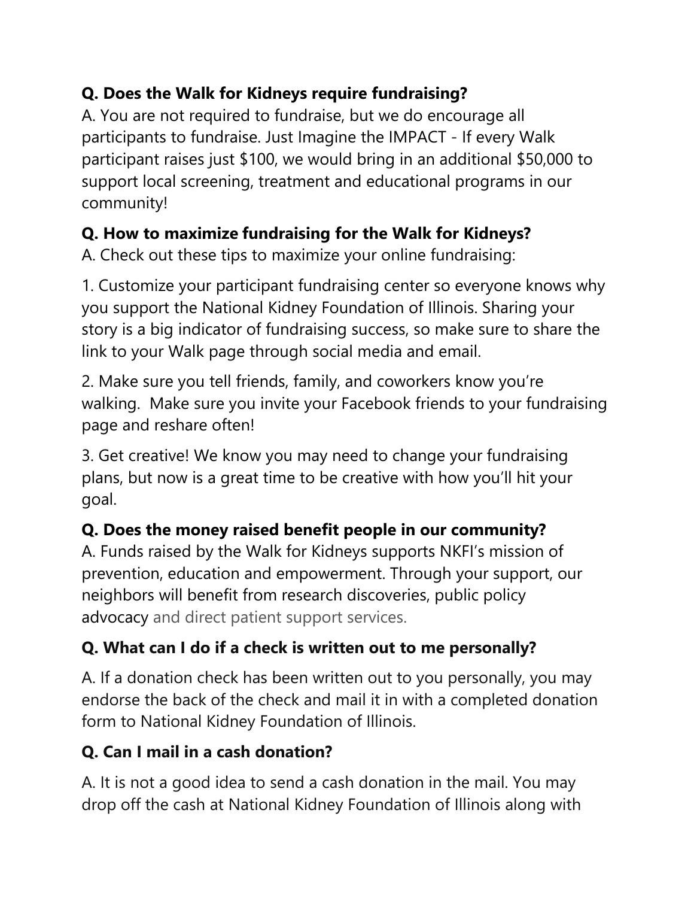**Q. Does the Walk for Kidneys require fundraising?**

A. You are not required to fundraise, but we do encourage all participants to fundraise. Just Imagine the IMPACT - If every Walk participant raises just $100, we would bring in an additional $50,000 to support local screening, treatment and educational programs in our community!

**Q. How to maximize fundraising for the Walk for Kidneys?**

A. Check out these tips to maximize your online fundraising:

1. Customize your participant fundraising center so everyone knows why you support the National Kidney Foundation of Illinois. Sharing your story is a big indicator of fundraising success, so make sure to share the link to your Walk page through social media and email.

2. Make sure you tell friends, family, and coworkers know you're walking. Make sure you invite your Facebook friends to your fundraising page and reshare often!

3. Get creative! We know you may need to change your fundraising plans, but now is a great time to be creative with how you'll hit your goal.

**Q. Does the money raised benefit people in our community?**

A. Funds raised by the Walk for Kidneys supports NKFI's mission of prevention, education and empowerment. Through your support, our neighbors will benefit from research discoveries, public policy advocacy and direct patient support services.

**Q. What can I do if a check is written out to me personally?**

A. If a donation check has been written out to you personally, you may endorse the back of the check and mail it in with a completed donation form to National Kidney Foundation of Illinois.

**Q. Can I mail in a cash donation?**

A. It is not a good idea to send a cash donation in the mail. You may drop off the cash at National Kidney Foundation of Illinois along with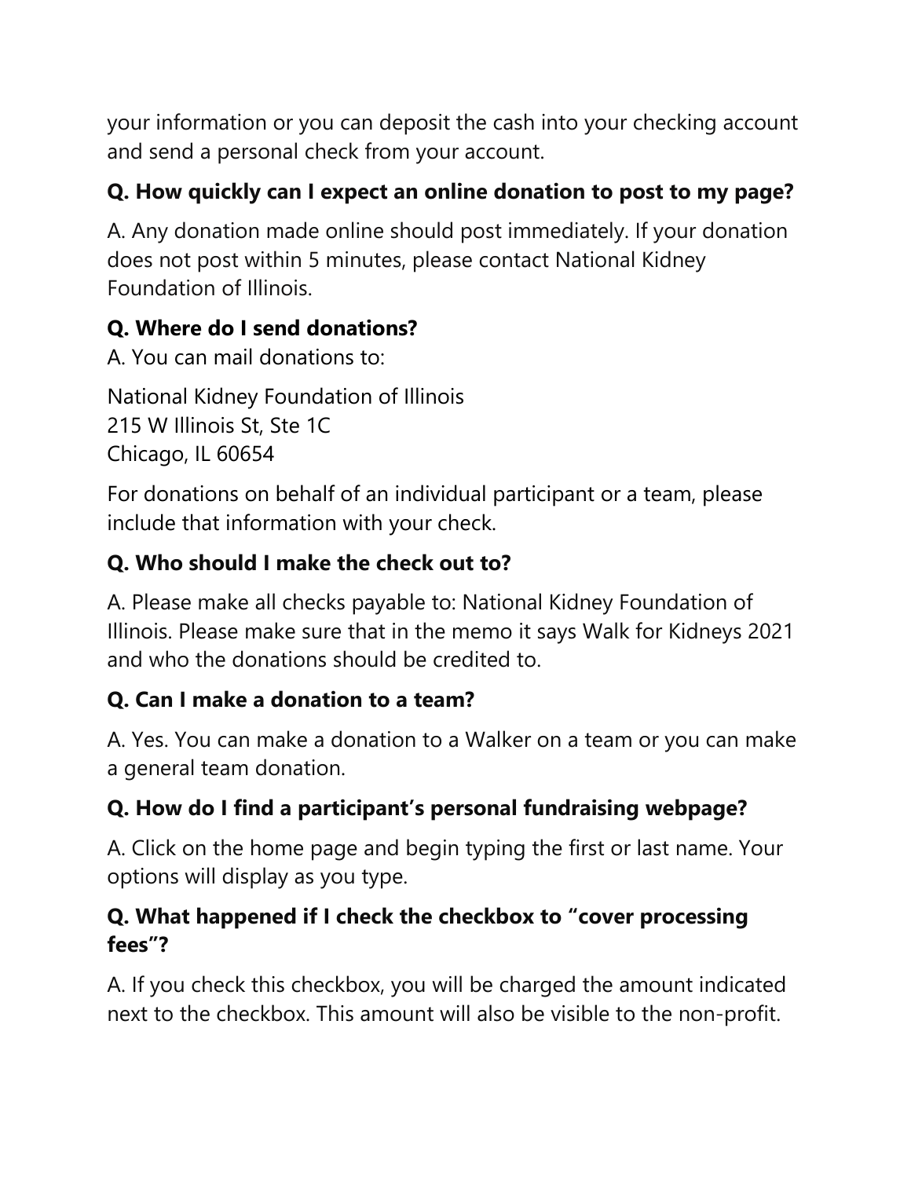your information or you can deposit the cash into your checking account and send a personal check from your account.

**Q. How quickly can I expect an online donation to post to my page?**

A. Any donation made online should post immediately. If your donation does not post within 5 minutes, please contact National Kidney Foundation of Illinois.

**Q. Where do I send donations?**

A. You can mail donations to:

National Kidney Foundation of Illinois
215 W Illinois St, Ste 1C
Chicago, IL 60654

For donations on behalf of an individual participant or a team, please include that information with your check.

**Q. Who should I make the check out to?**

A. Please make all checks payable to: National Kidney Foundation of Illinois. Please make sure that in the memo it says Walk for Kidneys 2021 and who the donations should be credited to.

**Q. Can I make a donation to a team?**

A. Yes. You can make a donation to a Walker on a team or you can make a general team donation.

**Q. How do I find a participant's personal fundraising webpage?**

A. Click on the home page and begin typing the first or last name. Your options will display as you type.

**Q. What happened if I check the checkbox to "cover processing fees"?**

A. If you check this checkbox, you will be charged the amount indicated next to the checkbox. This amount will also be visible to the non-profit.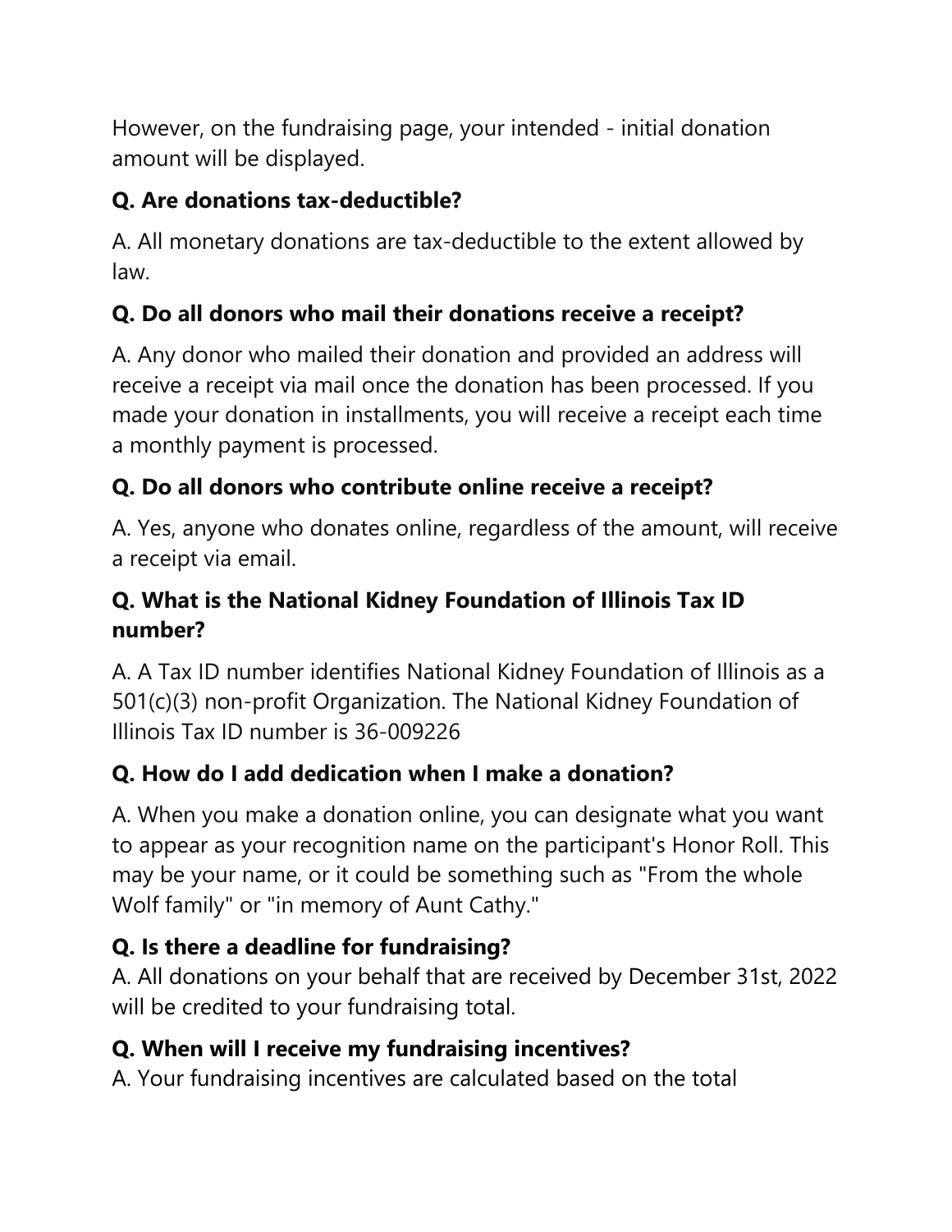However, on the fundraising page, your intended - initial donation amount will be displayed.

**Q. Are donations tax-deductible?**

A. All monetary donations are tax-deductible to the extent allowed by law.

**Q. Do all donors who mail their donations receive a receipt?**

A. Any donor who mailed their donation and provided an address will receive a receipt via mail once the donation has been processed. If you made your donation in installments, you will receive a receipt each time a monthly payment is processed.

**Q. Do all donors who contribute online receive a receipt?**

A. Yes, anyone who donates online, regardless of the amount, will receive a receipt via email.

**Q. What is the National Kidney Foundation of Illinois Tax ID number?**

A. A Tax ID number identifies National Kidney Foundation of Illinois as a 501(c)(3) non-profit Organization. The National Kidney Foundation of Illinois Tax ID number is 36-009226

**Q. How do I add dedication when I make a donation?**

A. When you make a donation online, you can designate what you want to appear as your recognition name on the participant's Honor Roll. This may be your name, or it could be something such as "From the whole Wolf family" or "in memory of Aunt Cathy."

**Q. Is there a deadline for fundraising?**

A. All donations on your behalf that are received by December 31st, 2022 will be credited to your fundraising total.

**Q. When will I receive my fundraising incentives?**

A. Your fundraising incentives are calculated based on the total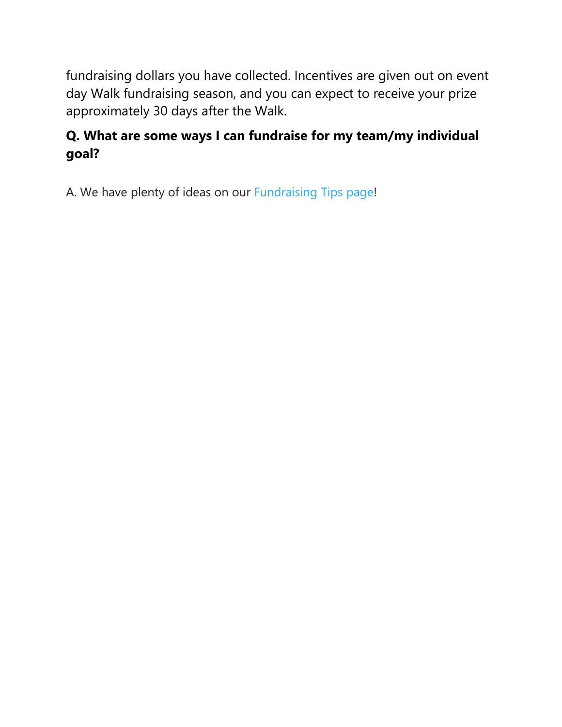fundraising dollars you have collected. Incentives are given out on event day Walk fundraising season, and you can expect to receive your prize approximately 30 days after the Walk.

### Q. What are some ways I can fundraise for my team/my individual goal?

A. We have plenty of ideas on our Fundraising Tips page!